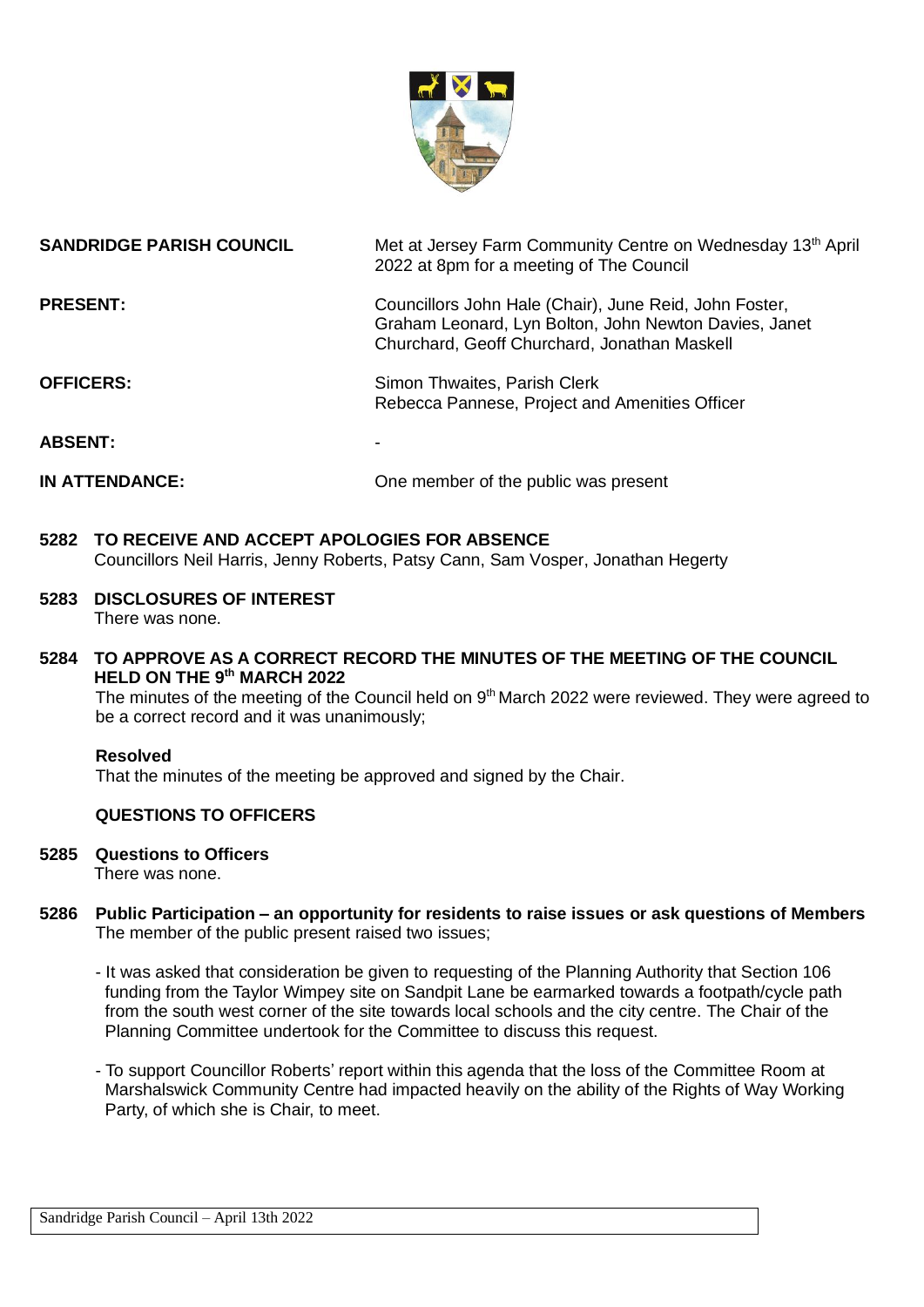**SANDRIDGE PARISH COUNCIL** Met at Jersey Farm Community Centre on Wednesday 13th April 2022 at 8pm for a meeting of The Council

**PRESENT:** Councillors John Hale (Chair), June Reid, John Foster, Graham Leonard, Lyn Bolton, John Newton Davies, Janet Churchard, Geoff Churchard, Jonathan Maskell

**OFFICERS:** Simon Thwaites, Parish Clerk
Rebecca Pannese, Project and Amenities Officer

**ABSENT:** -

**IN ATTENDANCE:** One member of the public was present

**5282 TO RECEIVE AND ACCEPT APOLOGIES FOR ABSENCE**
Councillors Neil Harris, Jenny Roberts, Patsy Cann, Sam Vosper, Jonathan Hegerty

**5283 DISCLOSURES OF INTEREST**
There was none.

**5284 TO APPROVE AS A CORRECT RECORD THE MINUTES OF THE MEETING OF THE COUNCIL HELD ON THE 9th MARCH 2022**
The minutes of the meeting of the Council held on 9th March 2022 were reviewed. They were agreed to be a correct record and it was unanimously;

**Resolved**
That the minutes of the meeting be approved and signed by the Chair.

**QUESTIONS TO OFFICERS**

**5285 Questions to Officers**
There was none.

**5286 Public Participation – an opportunity for residents to raise issues or ask questions of Members**
The member of the public present raised two issues;

- It was asked that consideration be given to requesting of the Planning Authority that Section 106 funding from the Taylor Wimpey site on Sandpit Lane be earmarked towards a footpath/cycle path from the south west corner of the site towards local schools and the city centre. The Chair of the Planning Committee undertook for the Committee to discuss this request.
- To support Councillor Roberts' report within this agenda that the loss of the Committee Room at Marshalswick Community Centre had impacted heavily on the ability of the Rights of Way Working Party, of which she is Chair, to meet.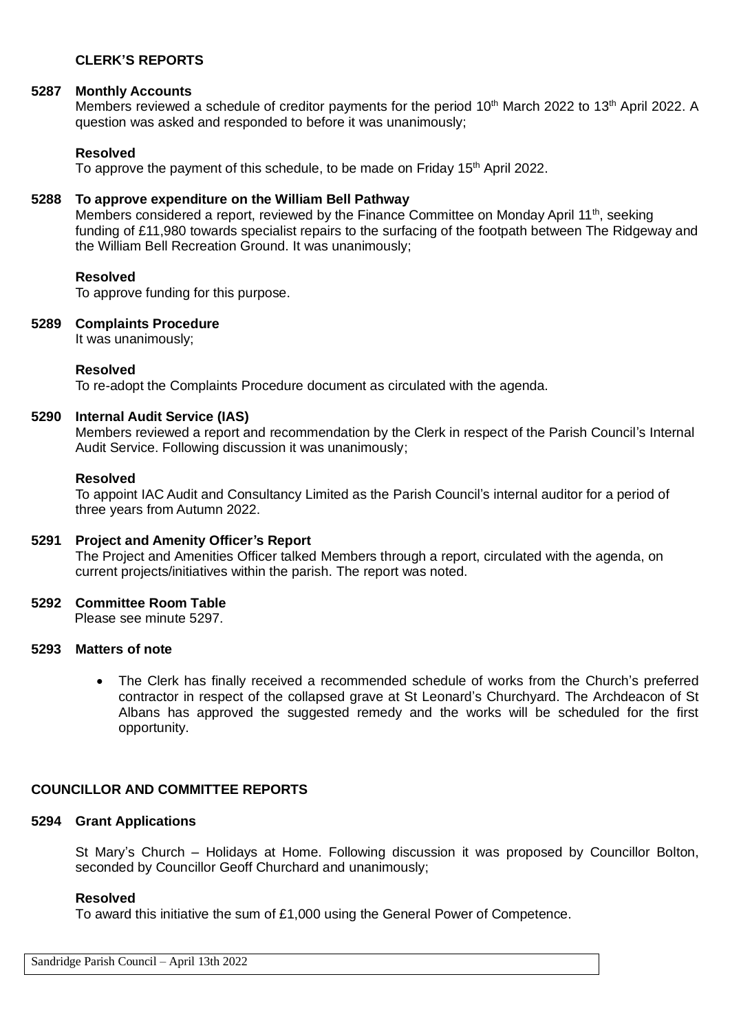## CLERK'S REPORTS

### 5287 Monthly Accounts

Members reviewed a schedule of creditor payments for the period 10th March 2022 to 13th April 2022. A question was asked and responded to before it was unanimously;

**Resolved**

To approve the payment of this schedule, to be made on Friday 15th April 2022.

### 5288 To approve expenditure on the William Bell Pathway

Members considered a report, reviewed by the Finance Committee on Monday April 11th, seeking funding of £11,980 towards specialist repairs to the surfacing of the footpath between The Ridgeway and the William Bell Recreation Ground. It was unanimously;

**Resolved**

To approve funding for this purpose.

### 5289 Complaints Procedure

It was unanimously;

**Resolved**

To re-adopt the Complaints Procedure document as circulated with the agenda.

### 5290 Internal Audit Service (IAS)

Members reviewed a report and recommendation by the Clerk in respect of the Parish Council's Internal Audit Service. Following discussion it was unanimously;

**Resolved**

To appoint IAC Audit and Consultancy Limited as the Parish Council's internal auditor for a period of three years from Autumn 2022.

### 5291 Project and Amenity Officer's Report

The Project and Amenities Officer talked Members through a report, circulated with the agenda, on current projects/initiatives within the parish. The report was noted.

### 5292 Committee Room Table

Please see minute 5297.

### 5293 Matters of note

- The Clerk has finally received a recommended schedule of works from the Church's preferred contractor in respect of the collapsed grave at St Leonard's Churchyard. The Archdeacon of St Albans has approved the suggested remedy and the works will be scheduled for the first opportunity.

## COUNCILLOR AND COMMITTEE REPORTS

### 5294 Grant Applications

St Mary's Church – Holidays at Home. Following discussion it was proposed by Councillor Bolton, seconded by Councillor Geoff Churchard and unanimously;

**Resolved**

To award this initiative the sum of £1,000 using the General Power of Competence.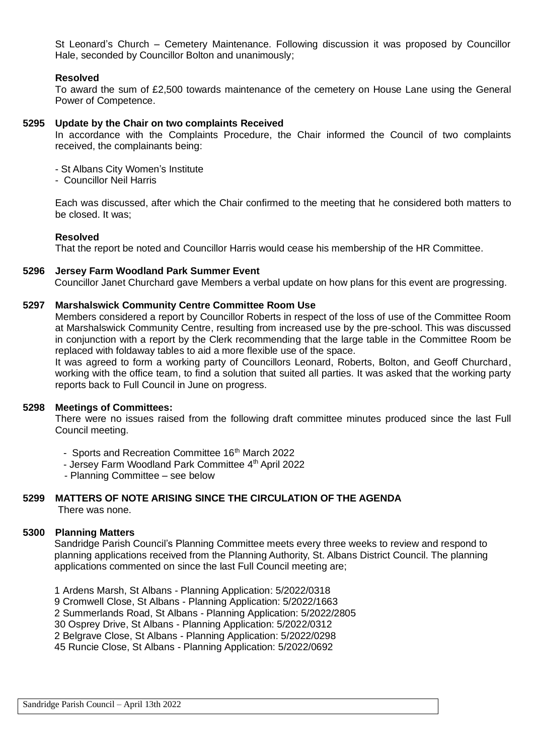St Leonard's Church – Cemetery Maintenance. Following discussion it was proposed by Councillor Hale, seconded by Councillor Bolton and unanimously;

**Resolved**

To award the sum of £2,500 towards maintenance of the cemetery on House Lane using the General Power of Competence.

**5295 Update by the Chair on two complaints Received**

In accordance with the Complaints Procedure, the Chair informed the Council of two complaints received, the complainants being:

- St Albans City Women's Institute
- Councillor Neil Harris

Each was discussed, after which the Chair confirmed to the meeting that he considered both matters to be closed. It was;

**Resolved**

That the report be noted and Councillor Harris would cease his membership of the HR Committee.

**5296 Jersey Farm Woodland Park Summer Event**

Councillor Janet Churchard gave Members a verbal update on how plans for this event are progressing.

**5297 Marshalswick Community Centre Committee Room Use**

Members considered a report by Councillor Roberts in respect of the loss of use of the Committee Room at Marshalswick Community Centre, resulting from increased use by the pre-school. This was discussed in conjunction with a report by the Clerk recommending that the large table in the Committee Room be replaced with foldaway tables to aid a more flexible use of the space.

It was agreed to form a working party of Councillors Leonard, Roberts, Bolton, and Geoff Churchard, working with the office team, to find a solution that suited all parties. It was asked that the working party reports back to Full Council in June on progress.

**5298 Meetings of Committees:**

There were no issues raised from the following draft committee minutes produced since the last Full Council meeting.

- Sports and Recreation Committee 16th March 2022
- Jersey Farm Woodland Park Committee 4th April 2022
- Planning Committee – see below

**5299 MATTERS OF NOTE ARISING SINCE THE CIRCULATION OF THE AGENDA**

There was none.

**5300 Planning Matters**

Sandridge Parish Council's Planning Committee meets every three weeks to review and respond to planning applications received from the Planning Authority, St. Albans District Council. The planning applications commented on since the last Full Council meeting are;

1 Ardens Marsh, St Albans - Planning Application: 5/2022/0318
9 Cromwell Close, St Albans - Planning Application: 5/2022/1663
2 Summerlands Road, St Albans - Planning Application: 5/2022/2805
30 Osprey Drive, St Albans - Planning Application: 5/2022/0312
2 Belgrave Close, St Albans - Planning Application: 5/2022/0298
45 Runcie Close, St Albans - Planning Application: 5/2022/0692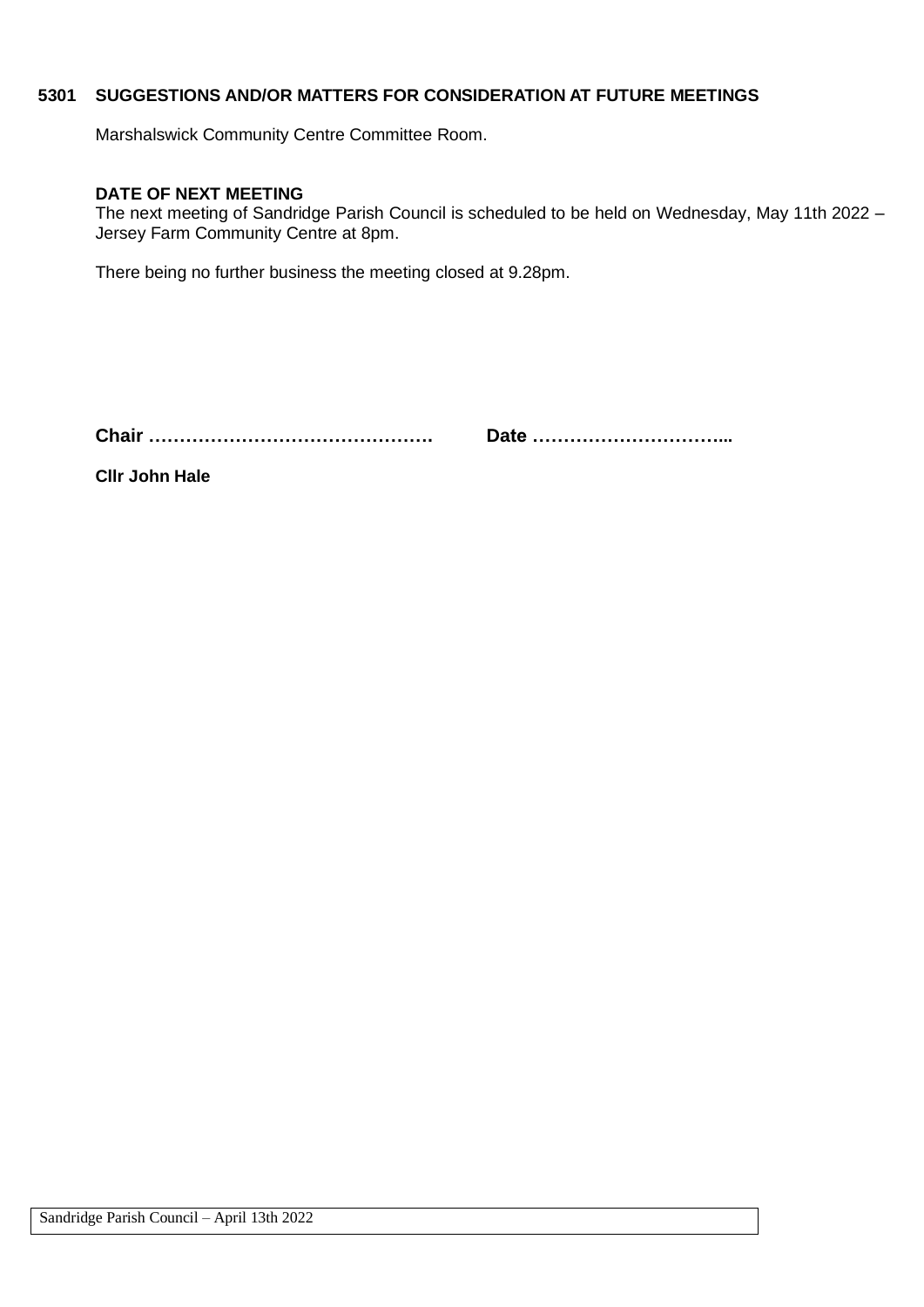## 5301 SUGGESTIONS AND/OR MATTERS FOR CONSIDERATION AT FUTURE MEETINGS

Marshalswick Community Centre Committee Room.

**DATE OF NEXT MEETING**

The next meeting of Sandridge Parish Council is scheduled to be held on Wednesday, May 11th 2022 – Jersey Farm Community Centre at 8pm.

There being no further business the meeting closed at 9.28pm.

**Chair ……………………………………….   Date …………………………...**

**Cllr John Hale**